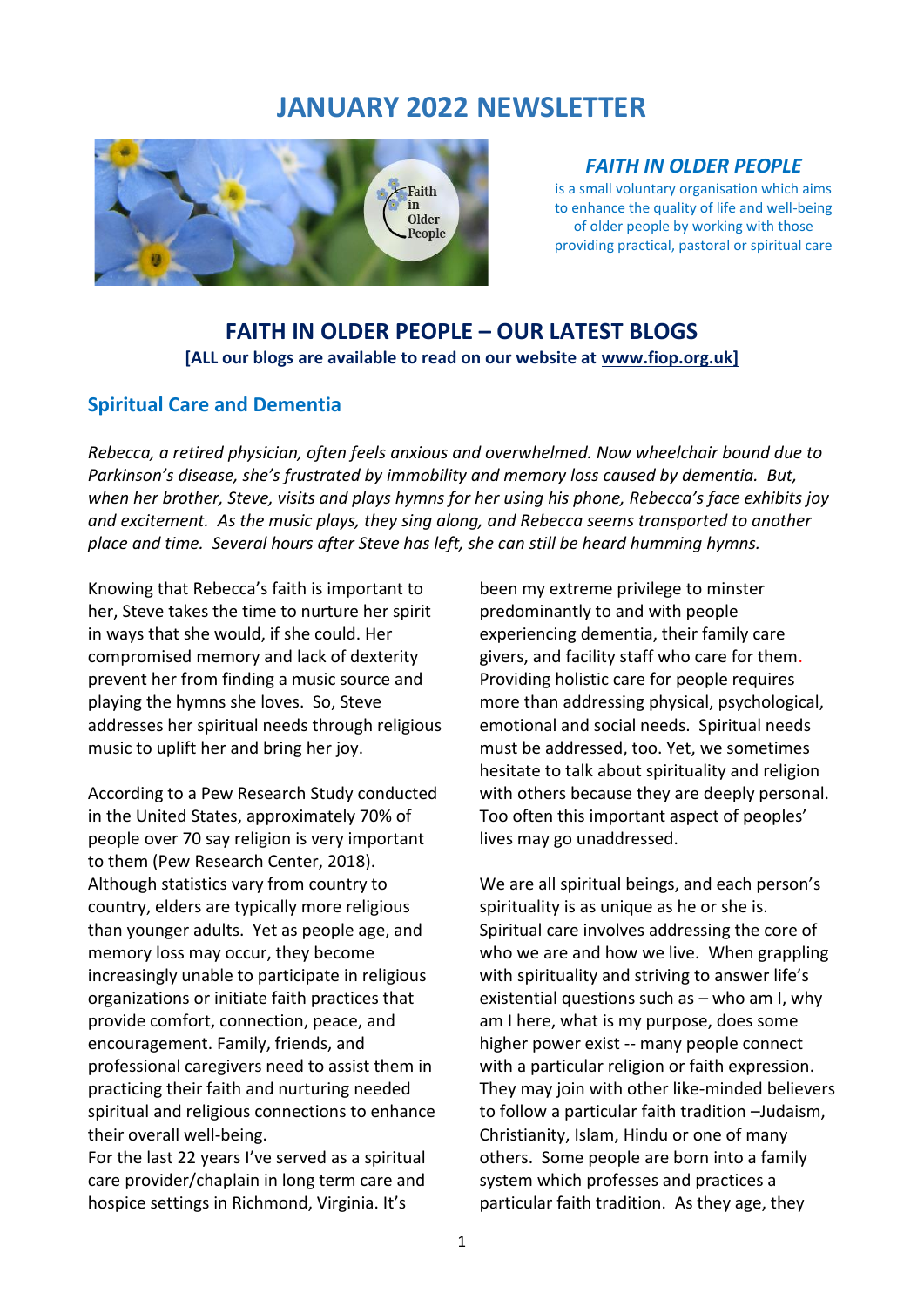# JANUARY 2022 NEWSLETTER

## *FAITH IN OLDER PEOPLE*

is a small voluntary organisation which aims to enhance the quality of life and well-being of older people by working with those providing practical, pastoral or spiritual care

## FAITH IN OLDER PEOPLE – OUR LATEST BLOGS

**[ALL our blogs are available to read on our website at www.fiop.org.uk]**

### Spiritual Care and Dementia

*Rebecca, a retired physician, often feels anxious and overwhelmed. Now wheelchair bound due to Parkinson's disease, she's frustrated by immobility and memory loss caused by dementia. But, when her brother, Steve, visits and plays hymns for her using his phone, Rebecca's face exhibits joy and excitement. As the music plays, they sing along, and Rebecca seems transported to another place and time. Several hours after Steve has left, she can still be heard humming hymns.*

Knowing that Rebecca's faith is important to her, Steve takes the time to nurture her spirit in ways that she would, if she could. Her compromised memory and lack of dexterity prevent her from finding a music source and playing the hymns she loves. So, Steve addresses her spiritual needs through religious music to uplift her and bring her joy.

According to a Pew Research Study conducted in the United States, approximately 70% of people over 70 say religion is very important to them (Pew Research Center, 2018). Although statistics vary from country to country, elders are typically more religious than younger adults. Yet as people age, and memory loss may occur, they become increasingly unable to participate in religious organizations or initiate faith practices that provide comfort, connection, peace, and encouragement. Family, friends, and professional caregivers need to assist them in practicing their faith and nurturing needed spiritual and religious connections to enhance their overall well-being.
For the last 22 years I've served as a spiritual care provider/chaplain in long term care and hospice settings in Richmond, Virginia. It's been my extreme privilege to minster predominantly to and with people experiencing dementia, their family care givers, and facility staff who care for them. Providing holistic care for people requires more than addressing physical, psychological, emotional and social needs. Spiritual needs must be addressed, too. Yet, we sometimes hesitate to talk about spirituality and religion with others because they are deeply personal. Too often this important aspect of peoples' lives may go unaddressed.

We are all spiritual beings, and each person's spirituality is as unique as he or she is. Spiritual care involves addressing the core of who we are and how we live. When grappling with spirituality and striving to answer life's existential questions such as – who am I, why am I here, what is my purpose, does some higher power exist -- many people connect with a particular religion or faith expression. They may join with other like-minded believers to follow a particular faith tradition –Judaism, Christianity, Islam, Hindu or one of many others. Some people are born into a family system which professes and practices a particular faith tradition. As they age, they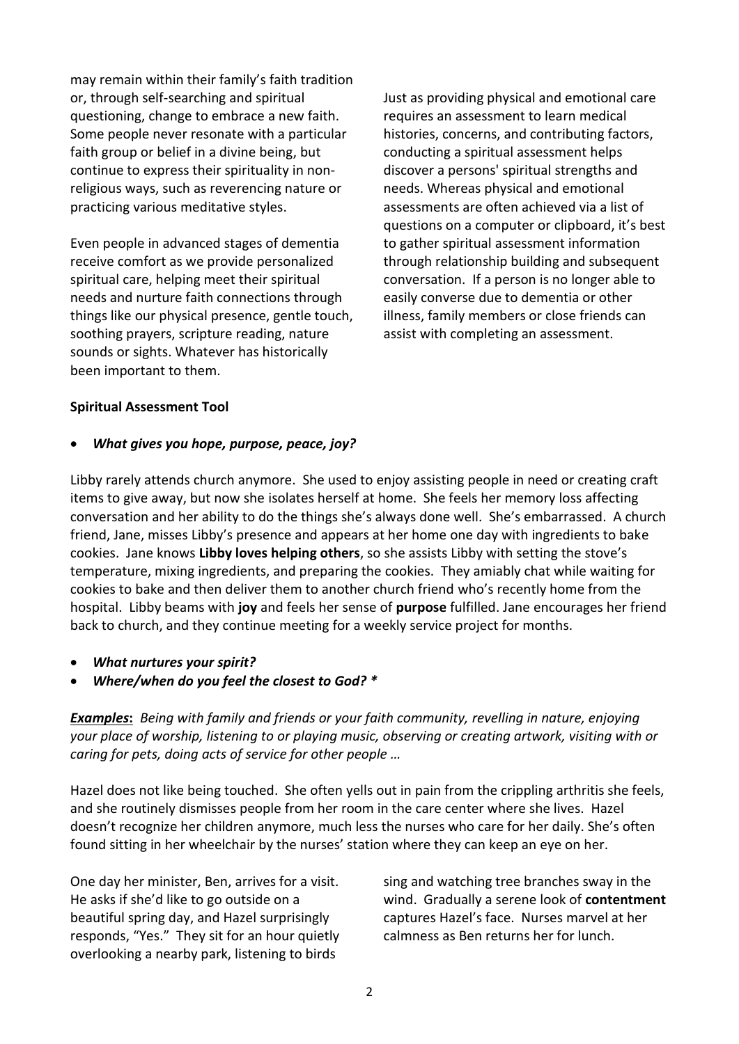may remain within their family's faith tradition or, through self-searching and spiritual questioning, change to embrace a new faith. Some people never resonate with a particular faith group or belief in a divine being, but continue to express their spirituality in non-religious ways, such as reverencing nature or practicing various meditative styles.

Even people in advanced stages of dementia receive comfort as we provide personalized spiritual care, helping meet their spiritual needs and nurture faith connections through things like our physical presence, gentle touch, soothing prayers, scripture reading, nature sounds or sights. Whatever has historically been important to them.

Just as providing physical and emotional care requires an assessment to learn medical histories, concerns, and contributing factors, conducting a spiritual assessment helps discover a persons' spiritual strengths and needs. Whereas physical and emotional assessments are often achieved via a list of questions on a computer or clipboard, it's best to gather spiritual assessment information through relationship building and subsequent conversation. If a person is no longer able to easily converse due to dementia or other illness, family members or close friends can assist with completing an assessment.

**Spiritual Assessment Tool**

- ***What gives you hope, purpose, peace, joy?***

Libby rarely attends church anymore. She used to enjoy assisting people in need or creating craft items to give away, but now she isolates herself at home. She feels her memory loss affecting conversation and her ability to do the things she's always done well. She's embarrassed. A church friend, Jane, misses Libby's presence and appears at her home one day with ingredients to bake cookies. Jane knows **Libby loves helping others**, so she assists Libby with setting the stove's temperature, mixing ingredients, and preparing the cookies. They amiably chat while waiting for cookies to bake and then deliver them to another church friend who's recently home from the hospital. Libby beams with **joy** and feels her sense of **purpose** fulfilled. Jane encourages her friend back to church, and they continue meeting for a weekly service project for months.

- ***What nurtures your spirit?***
- ***Where/when do you feel the closest to God? \****

***Examples*:** *Being with family and friends or your faith community, revelling in nature, enjoying your place of worship, listening to or playing music, observing or creating artwork, visiting with or caring for pets, doing acts of service for other people …*

Hazel does not like being touched. She often yells out in pain from the crippling arthritis she feels, and she routinely dismisses people from her room in the care center where she lives. Hazel doesn't recognize her children anymore, much less the nurses who care for her daily. She's often found sitting in her wheelchair by the nurses' station where they can keep an eye on her.

One day her minister, Ben, arrives for a visit. He asks if she'd like to go outside on a beautiful spring day, and Hazel surprisingly responds, "Yes." They sit for an hour quietly overlooking a nearby park, listening to birds sing and watching tree branches sway in the wind. Gradually a serene look of **contentment** captures Hazel's face. Nurses marvel at her calmness as Ben returns her for lunch.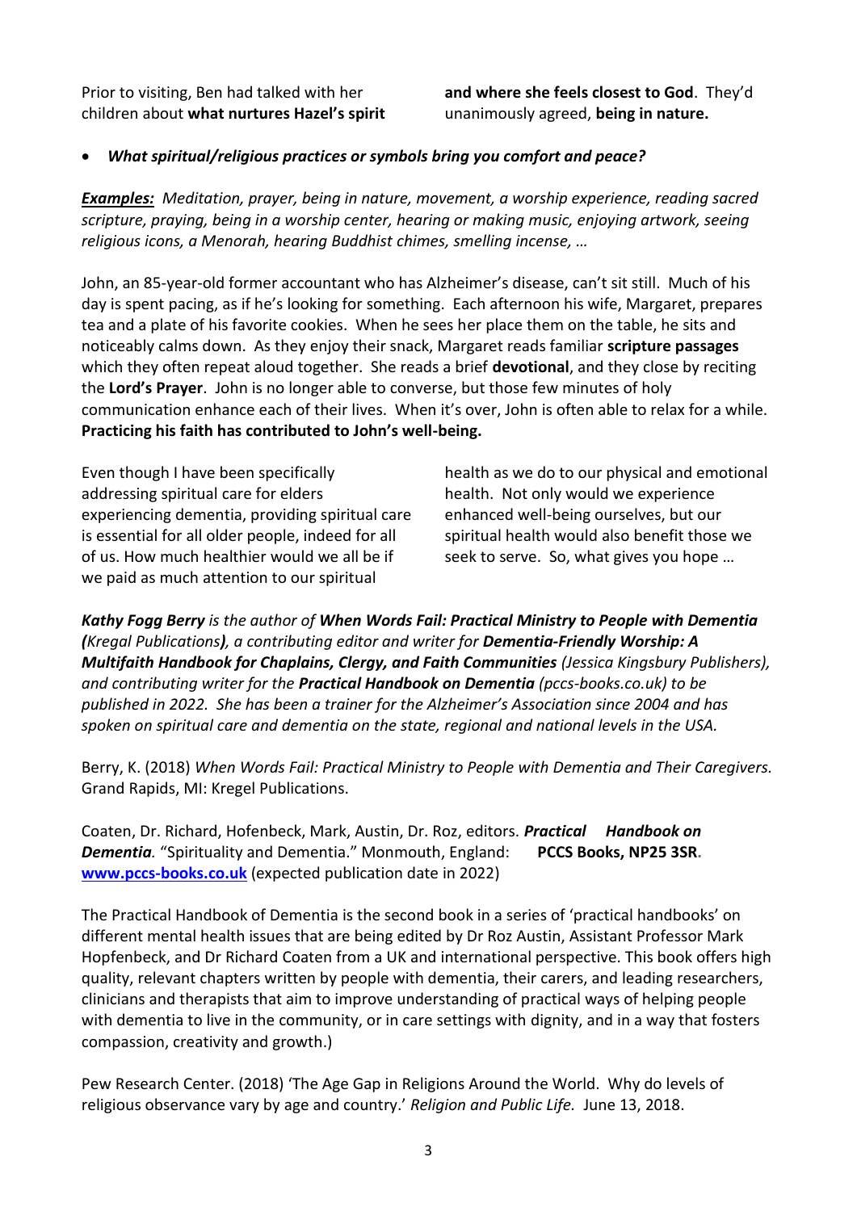Prior to visiting, Ben had talked with her children about **what nurtures Hazel's spirit and where she feels closest to God**. They'd unanimously agreed, **being in nature.**

- ***What spiritual/religious practices or symbols bring you comfort and peace?***

***Examples:*** *Meditation, prayer, being in nature, movement, a worship experience, reading sacred scripture, praying, being in a worship center, hearing or making music, enjoying artwork, seeing religious icons, a Menorah, hearing Buddhist chimes, smelling incense, …*

John, an 85-year-old former accountant who has Alzheimer's disease, can't sit still. Much of his day is spent pacing, as if he's looking for something. Each afternoon his wife, Margaret, prepares tea and a plate of his favorite cookies. When he sees her place them on the table, he sits and noticeably calms down. As they enjoy their snack, Margaret reads familiar **scripture passages** which they often repeat aloud together. She reads a brief **devotional**, and they close by reciting the **Lord's Prayer**. John is no longer able to converse, but those few minutes of holy communication enhance each of their lives. When it's over, John is often able to relax for a while. **Practicing his faith has contributed to John's well-being.**

Even though I have been specifically addressing spiritual care for elders experiencing dementia, providing spiritual care is essential for all older people, indeed for all of us. How much healthier would we all be if we paid as much attention to our spiritual health as we do to our physical and emotional health. Not only would we experience enhanced well-being ourselves, but our spiritual health would also benefit those we seek to serve. So, what gives you hope …

***Kathy Fogg Berry*** *is the author of* ***When Words Fail: Practical Ministry to People with Dementia (****Kregal Publications****)****, a contributing editor and writer for* ***Dementia-Friendly Worship: A Multifaith Handbook for Chaplains, Clergy, and Faith Communities*** *(Jessica Kingsbury Publishers), and contributing writer for the* ***Practical Handbook on Dementia*** *(pccs-books.co.uk) to be published in 2022. She has been a trainer for the Alzheimer's Association since 2004 and has spoken on spiritual care and dementia on the state, regional and national levels in the USA.*

Berry, K. (2018) *When Words Fail: Practical Ministry to People with Dementia and Their Caregivers.* Grand Rapids, MI: Kregel Publications.

Coaten, Dr. Richard, Hofenbeck, Mark, Austin, Dr. Roz, editors. ***Practical Handbook on Dementia.*** "Spirituality and Dementia." Monmouth, England: **PCCS Books, NP25 3SR.** [www.pccs-books.co.uk](www.pccs-books.co.uk) (expected publication date in 2022)

The Practical Handbook of Dementia is the second book in a series of 'practical handbooks' on different mental health issues that are being edited by Dr Roz Austin, Assistant Professor Mark Hopfenbeck, and Dr Richard Coaten from a UK and international perspective. This book offers high quality, relevant chapters written by people with dementia, their carers, and leading researchers, clinicians and therapists that aim to improve understanding of practical ways of helping people with dementia to live in the community, or in care settings with dignity, and in a way that fosters compassion, creativity and growth.)

Pew Research Center. (2018) 'The Age Gap in Religions Around the World. Why do levels of religious observance vary by age and country.' *Religion and Public Life.* June 13, 2018.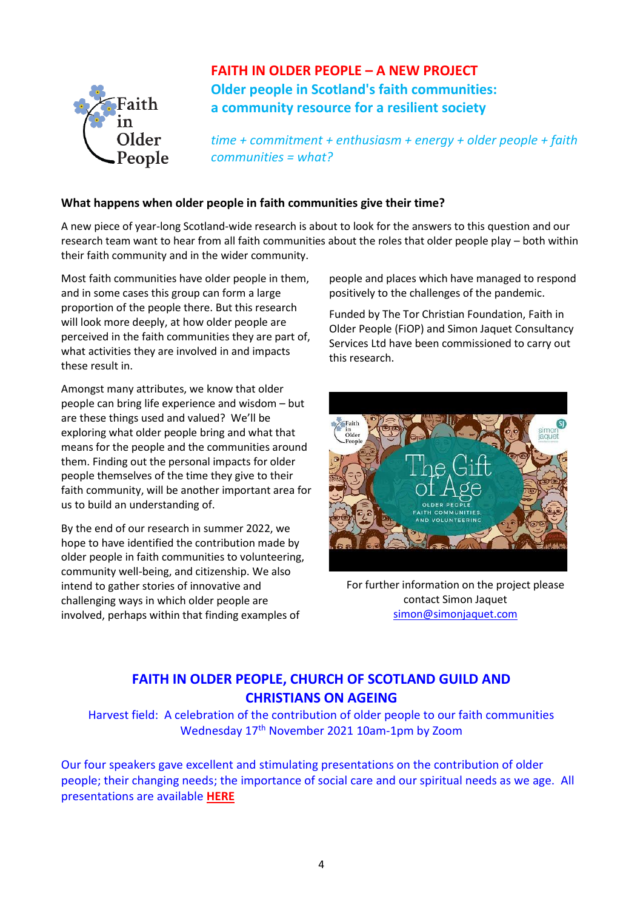## FAITH IN OLDER PEOPLE – A NEW PROJECT

### Older people in Scotland's faith communities: a community resource for a resilient society

*time + commitment + enthusiasm + energy + older people + faith communities = what?*

**What happens when older people in faith communities give their time?**

A new piece of year-long Scotland-wide research is about to look for the answers to this question and our research team want to hear from all faith communities about the roles that older people play – both within their faith community and in the wider community.

Most faith communities have older people in them, and in some cases this group can form a large proportion of the people there. But this research will look more deeply, at how older people are perceived in the faith communities they are part of, what activities they are involved in and impacts these result in.

Amongst many attributes, we know that older people can bring life experience and wisdom – but are these things used and valued? We'll be exploring what older people bring and what that means for the people and the communities around them. Finding out the personal impacts for older people themselves of the time they give to their faith community, will be another important area for us to build an understanding of.

By the end of our research in summer 2022, we hope to have identified the contribution made by older people in faith communities to volunteering, community well-being, and citizenship. We also intend to gather stories of innovative and challenging ways in which older people are involved, perhaps within that finding examples of people and places which have managed to respond positively to the challenges of the pandemic.

Funded by The Tor Christian Foundation, Faith in Older People (FiOP) and Simon Jaquet Consultancy Services Ltd have been commissioned to carry out this research.

For further information on the project please contact Simon Jaquet
simon@simonjaquet.com

## FAITH IN OLDER PEOPLE, CHURCH OF SCOTLAND GUILD AND CHRISTIANS ON AGEING

Harvest field: A celebration of the contribution of older people to our faith communities
Wednesday 17th November 2021 10am-1pm by Zoom

Our four speakers gave excellent and stimulating presentations on the contribution of older people; their changing needs; the importance of social care and our spiritual needs as we age. All presentations are available **HERE**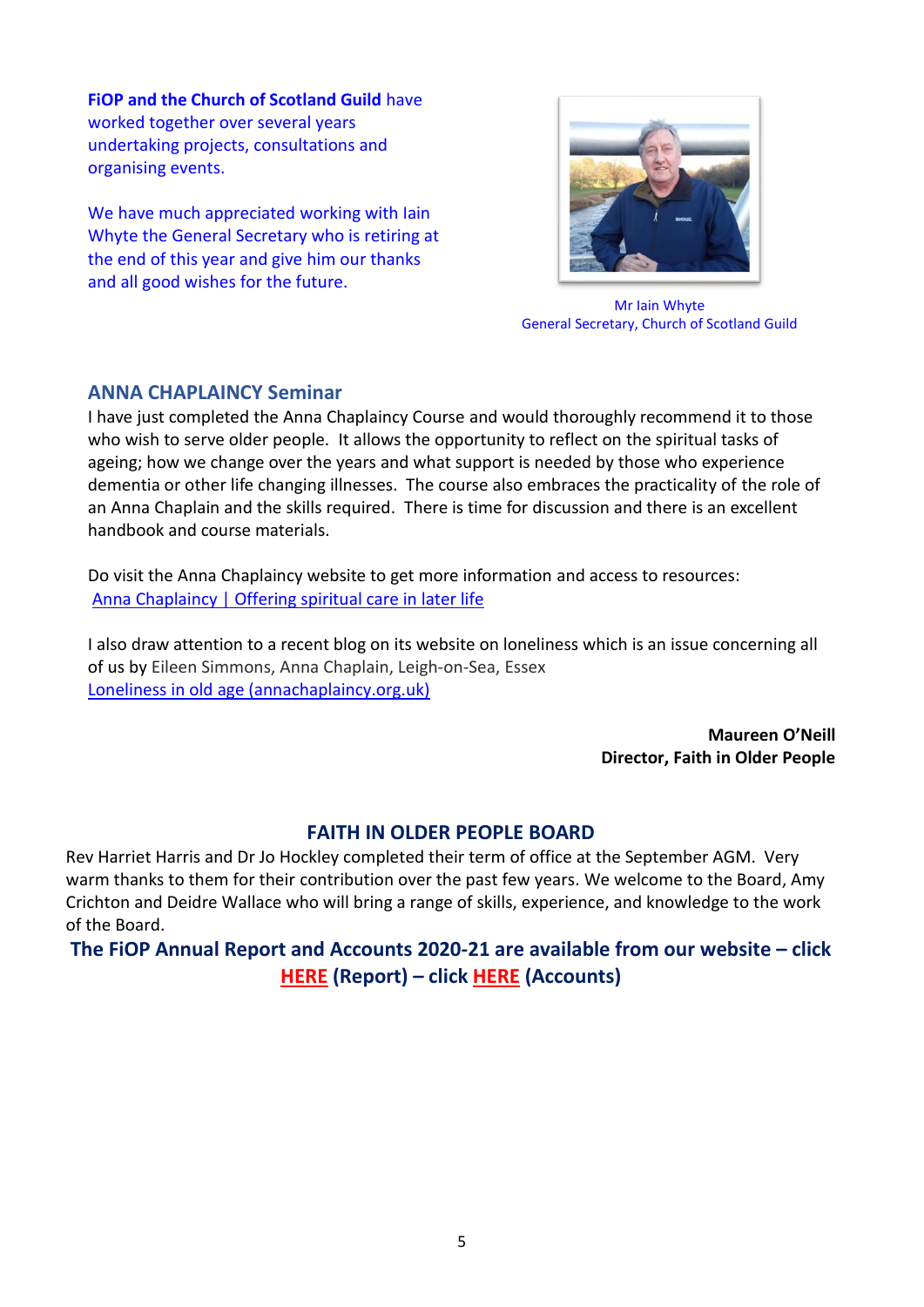**FiOP and the Church of Scotland Guild** have worked together over several years undertaking projects, consultations and organising events.

We have much appreciated working with Iain Whyte the General Secretary who is retiring at the end of this year and give him our thanks and all good wishes for the future.

Mr Iain Whyte
General Secretary, Church of Scotland Guild

## ANNA CHAPLAINCY Seminar

I have just completed the Anna Chaplaincy Course and would thoroughly recommend it to those who wish to serve older people. It allows the opportunity to reflect on the spiritual tasks of ageing; how we change over the years and what support is needed by those who experience dementia or other life changing illnesses. The course also embraces the practicality of the role of an Anna Chaplain and the skills required. There is time for discussion and there is an excellent handbook and course materials.

Do visit the Anna Chaplaincy website to get more information and access to resources:
Anna Chaplaincy | Offering spiritual care in later life

I also draw attention to a recent blog on its website on loneliness which is an issue concerning all of us by Eileen Simmons, Anna Chaplain, Leigh-on-Sea, Essex
Loneliness in old age (annachaplaincy.org.uk)

**Maureen O'Neill**
**Director, Faith in Older People**

## FAITH IN OLDER PEOPLE BOARD

Rev Harriet Harris and Dr Jo Hockley completed their term of office at the September AGM. Very warm thanks to them for their contribution over the past few years. We welcome to the Board, Amy Crichton and Deidre Wallace who will bring a range of skills, experience, and knowledge to the work of the Board.

**The FiOP Annual Report and Accounts 2020-21 are available from our website – click HERE (Report) – click HERE (Accounts)**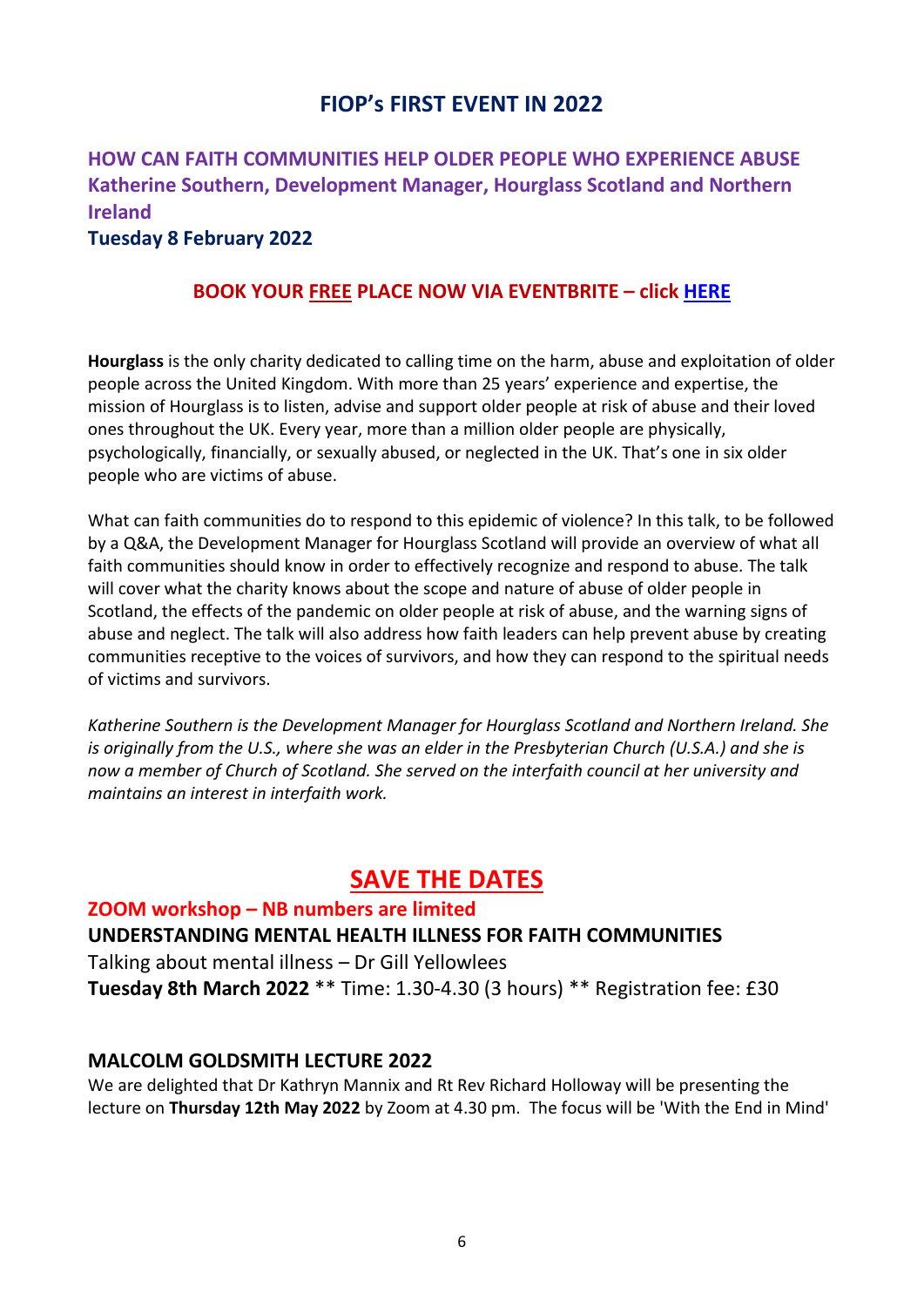# FIOP's FIRST EVENT IN 2022

## HOW CAN FAITH COMMUNITIES HELP OLDER PEOPLE WHO EXPERIENCE ABUSE

**Katherine Southern, Development Manager, Hourglass Scotland and Northern Ireland**

**Tuesday 8 February 2022**

**BOOK YOUR FREE PLACE NOW VIA EVENTBRITE – click HERE**

**Hourglass** is the only charity dedicated to calling time on the harm, abuse and exploitation of older people across the United Kingdom. With more than 25 years' experience and expertise, the mission of Hourglass is to listen, advise and support older people at risk of abuse and their loved ones throughout the UK. Every year, more than a million older people are physically, psychologically, financially, or sexually abused, or neglected in the UK. That's one in six older people who are victims of abuse.

What can faith communities do to respond to this epidemic of violence? In this talk, to be followed by a Q&A, the Development Manager for Hourglass Scotland will provide an overview of what all faith communities should know in order to effectively recognize and respond to abuse. The talk will cover what the charity knows about the scope and nature of abuse of older people in Scotland, the effects of the pandemic on older people at risk of abuse, and the warning signs of abuse and neglect. The talk will also address how faith leaders can help prevent abuse by creating communities receptive to the voices of survivors, and how they can respond to the spiritual needs of victims and survivors.

*Katherine Southern is the Development Manager for Hourglass Scotland and Northern Ireland. She is originally from the U.S., where she was an elder in the Presbyterian Church (U.S.A.) and she is now a member of Church of Scotland. She served on the interfaith council at her university and maintains an interest in interfaith work.*

# SAVE THE DATES

**ZOOM workshop – NB numbers are limited**

**UNDERSTANDING MENTAL HEALTH ILLNESS FOR FAITH COMMUNITIES**

Talking about mental illness – Dr Gill Yellowlees

**Tuesday 8th March 2022** ** Time: 1.30-4.30 (3 hours) ** Registration fee: £30

### MALCOLM GOLDSMITH LECTURE 2022

We are delighted that Dr Kathryn Mannix and Rt Rev Richard Holloway will be presenting the lecture on **Thursday 12th May 2022** by Zoom at 4.30 pm. The focus will be 'With the End in Mind'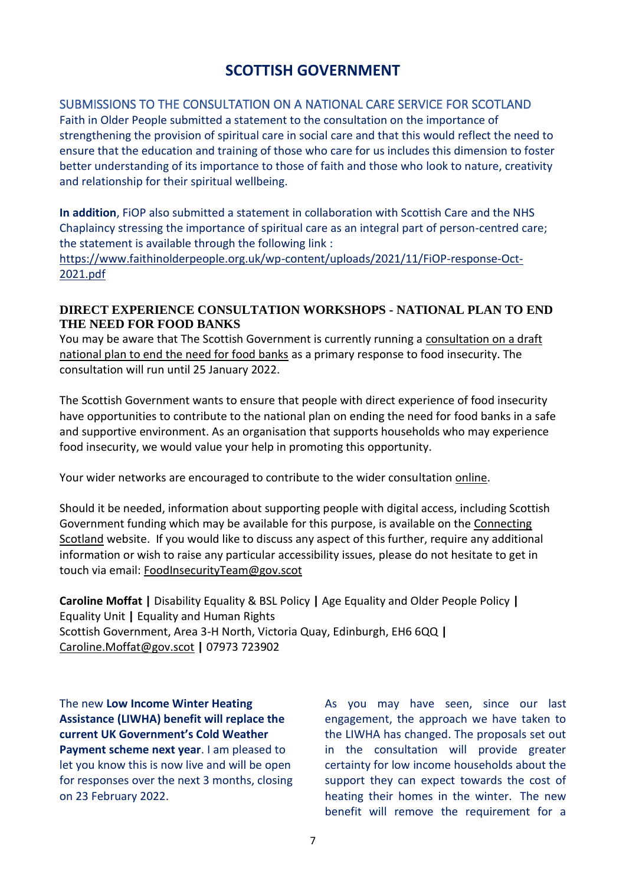# SCOTTISH GOVERNMENT

## SUBMISSIONS TO THE CONSULTATION ON A NATIONAL CARE SERVICE FOR SCOTLAND

Faith in Older People submitted a statement to the consultation on the importance of strengthening the provision of spiritual care in social care and that this would reflect the need to ensure that the education and training of those who care for us includes this dimension to foster better understanding of its importance to those of faith and those who look to nature, creativity and relationship for their spiritual wellbeing.

**In addition**, FiOP also submitted a statement in collaboration with Scottish Care and the NHS Chaplaincy stressing the importance of spiritual care as an integral part of person-centred care; the statement is available through the following link : https://www.faithinolderpeople.org.uk/wp-content/uploads/2021/11/FiOP-response-Oct-2021.pdf

## DIRECT EXPERIENCE CONSULTATION WORKSHOPS - NATIONAL PLAN TO END THE NEED FOR FOOD BANKS

You may be aware that The Scottish Government is currently running a consultation on a draft national plan to end the need for food banks as a primary response to food insecurity. The consultation will run until 25 January 2022.

The Scottish Government wants to ensure that people with direct experience of food insecurity have opportunities to contribute to the national plan on ending the need for food banks in a safe and supportive environment. As an organisation that supports households who may experience food insecurity, we would value your help in promoting this opportunity.

Your wider networks are encouraged to contribute to the wider consultation online.

Should it be needed, information about supporting people with digital access, including Scottish Government funding which may be available for this purpose, is available on the Connecting Scotland website. If you would like to discuss any aspect of this further, require any additional information or wish to raise any particular accessibility issues, please do not hesitate to get in touch via email: FoodInsecurityTeam@gov.scot

**Caroline Moffat |** Disability Equality & BSL Policy **|** Age Equality and Older People Policy **|** Equality Unit **|** Equality and Human Rights
Scottish Government, Area 3-H North, Victoria Quay, Edinburgh, EH6 6QQ **|** Caroline.Moffat@gov.scot **|** 07973 723902

The new **Low Income Winter Heating Assistance (LIWHA) benefit will replace the current UK Government's Cold Weather Payment scheme next year**. I am pleased to let you know this is now live and will be open for responses over the next 3 months, closing on 23 February 2022.

As you may have seen, since our last engagement, the approach we have taken to the LIWHA has changed. The proposals set out in the consultation will provide greater certainty for low income households about the support they can expect towards the cost of heating their homes in the winter. The new benefit will remove the requirement for a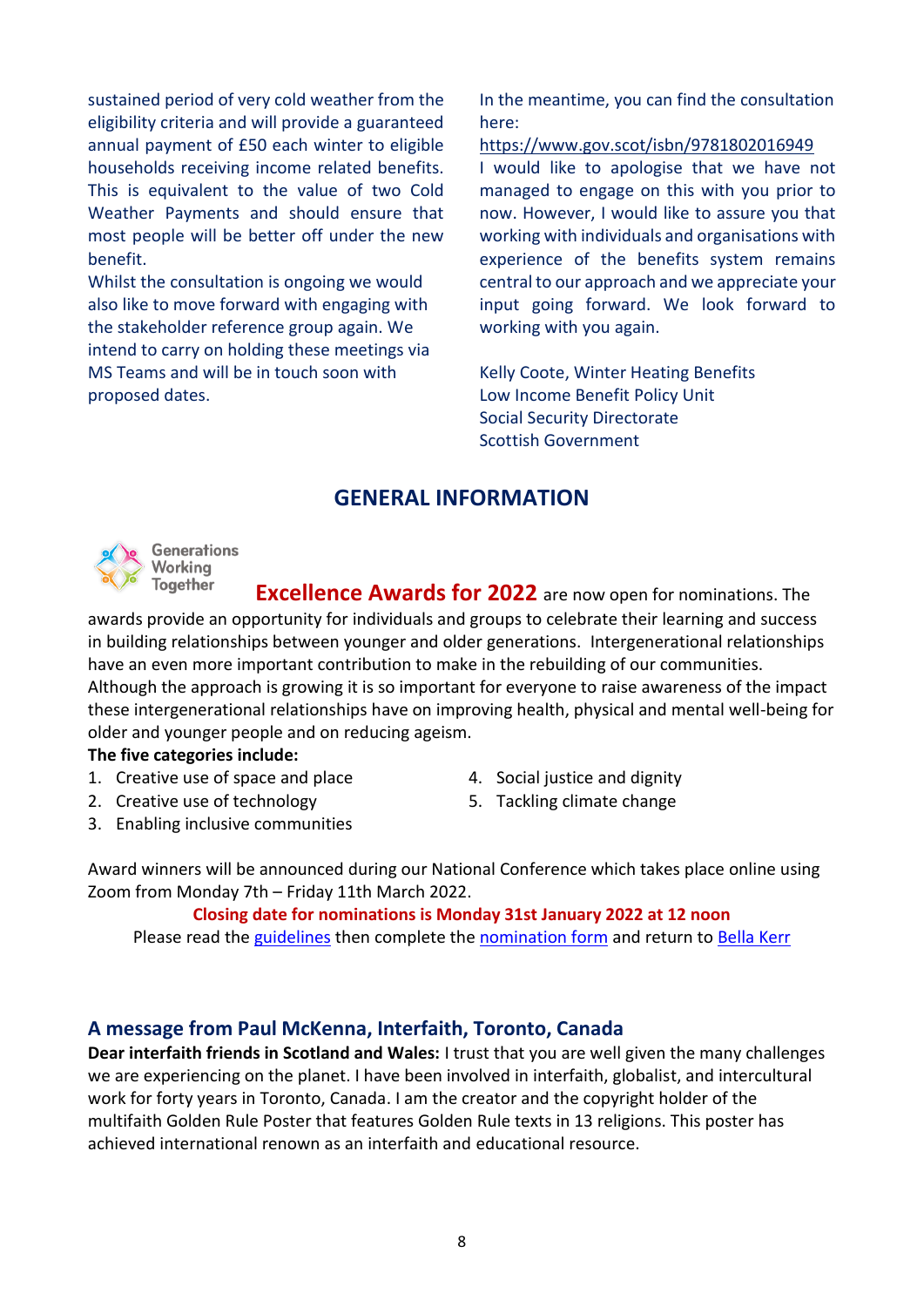sustained period of very cold weather from the eligibility criteria and will provide a guaranteed annual payment of £50 each winter to eligible households receiving income related benefits. This is equivalent to the value of two Cold Weather Payments and should ensure that most people will be better off under the new benefit.

Whilst the consultation is ongoing we would also like to move forward with engaging with the stakeholder reference group again. We intend to carry on holding these meetings via MS Teams and will be in touch soon with proposed dates.

In the meantime, you can find the consultation here:
https://www.gov.scot/isbn/9781802016949
I would like to apologise that we have not managed to engage on this with you prior to now. However, I would like to assure you that working with individuals and organisations with experience of the benefits system remains central to our approach and we appreciate your input going forward. We look forward to working with you again.

Kelly Coote, Winter Heating Benefits
Low Income Benefit Policy Unit
Social Security Directorate
Scottish Government

## GENERAL INFORMATION

Generations Working Together

**Excellence Awards for 2022** are now open for nominations. The awards provide an opportunity for individuals and groups to celebrate their learning and success in building relationships between younger and older generations. Intergenerational relationships have an even more important contribution to make in the rebuilding of our communities. Although the approach is growing it is so important for everyone to raise awareness of the impact these intergenerational relationships have on improving health, physical and mental well-being for older and younger people and on reducing ageism.

**The five categories include:**

1. Creative use of space and place
2. Creative use of technology
3. Enabling inclusive communities
4. Social justice and dignity
5. Tackling climate change

Award winners will be announced during our National Conference which takes place online using Zoom from Monday 7th – Friday 11th March 2022.

**Closing date for nominations is Monday 31st January 2022 at 12 noon**

Please read the guidelines then complete the nomination form and return to Bella Kerr

### A message from Paul McKenna, Interfaith, Toronto, Canada

**Dear interfaith friends in Scotland and Wales:** I trust that you are well given the many challenges we are experiencing on the planet. I have been involved in interfaith, globalist, and intercultural work for forty years in Toronto, Canada. I am the creator and the copyright holder of the multifaith Golden Rule Poster that features Golden Rule texts in 13 religions. This poster has achieved international renown as an interfaith and educational resource.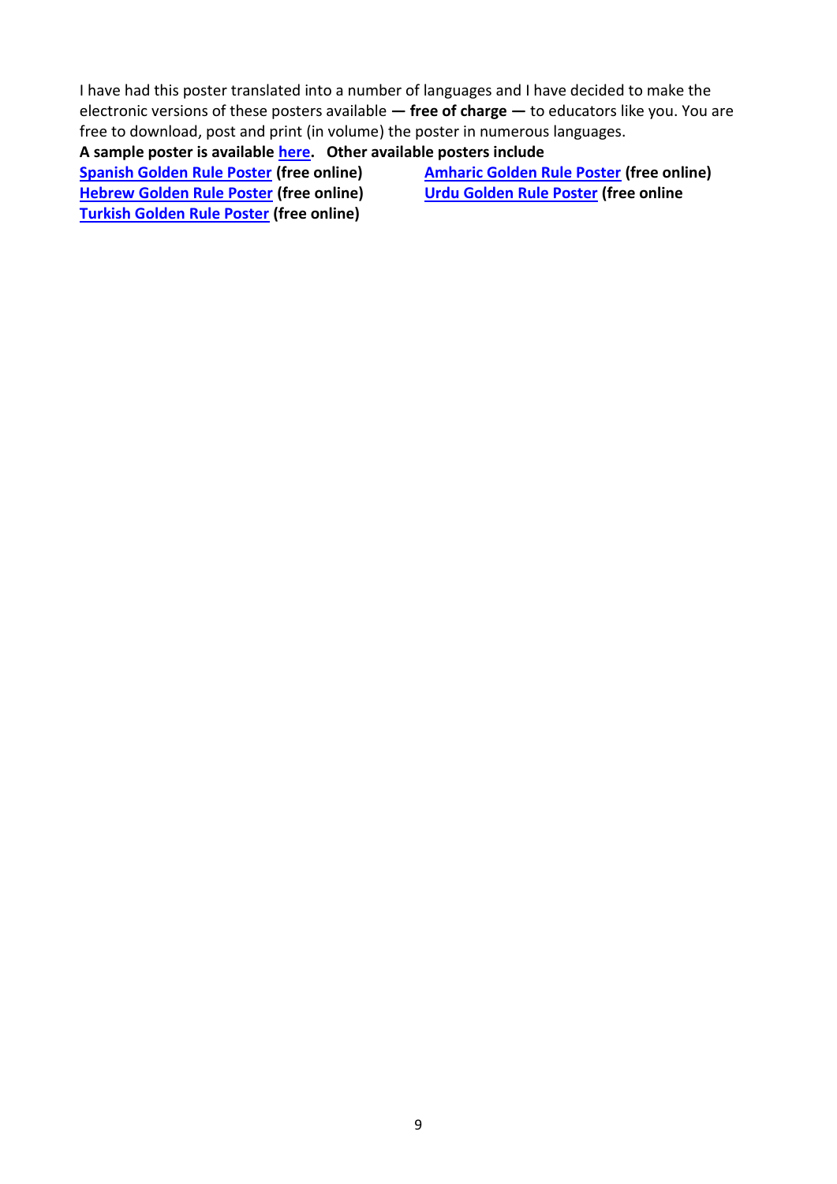I have had this poster translated into a number of languages and I have decided to make the electronic versions of these posters available **— free of charge —** to educators like you. You are free to download, post and print (in volume) the poster in numerous languages.

**A sample poster is available here. Other available posters include**

- **Spanish Golden Rule Poster (free online)**
- **Hebrew Golden Rule Poster (free online)**
- **Turkish Golden Rule Poster (free online)**
- **Amharic Golden Rule Poster (free online)**
- **Urdu Golden Rule Poster (free online**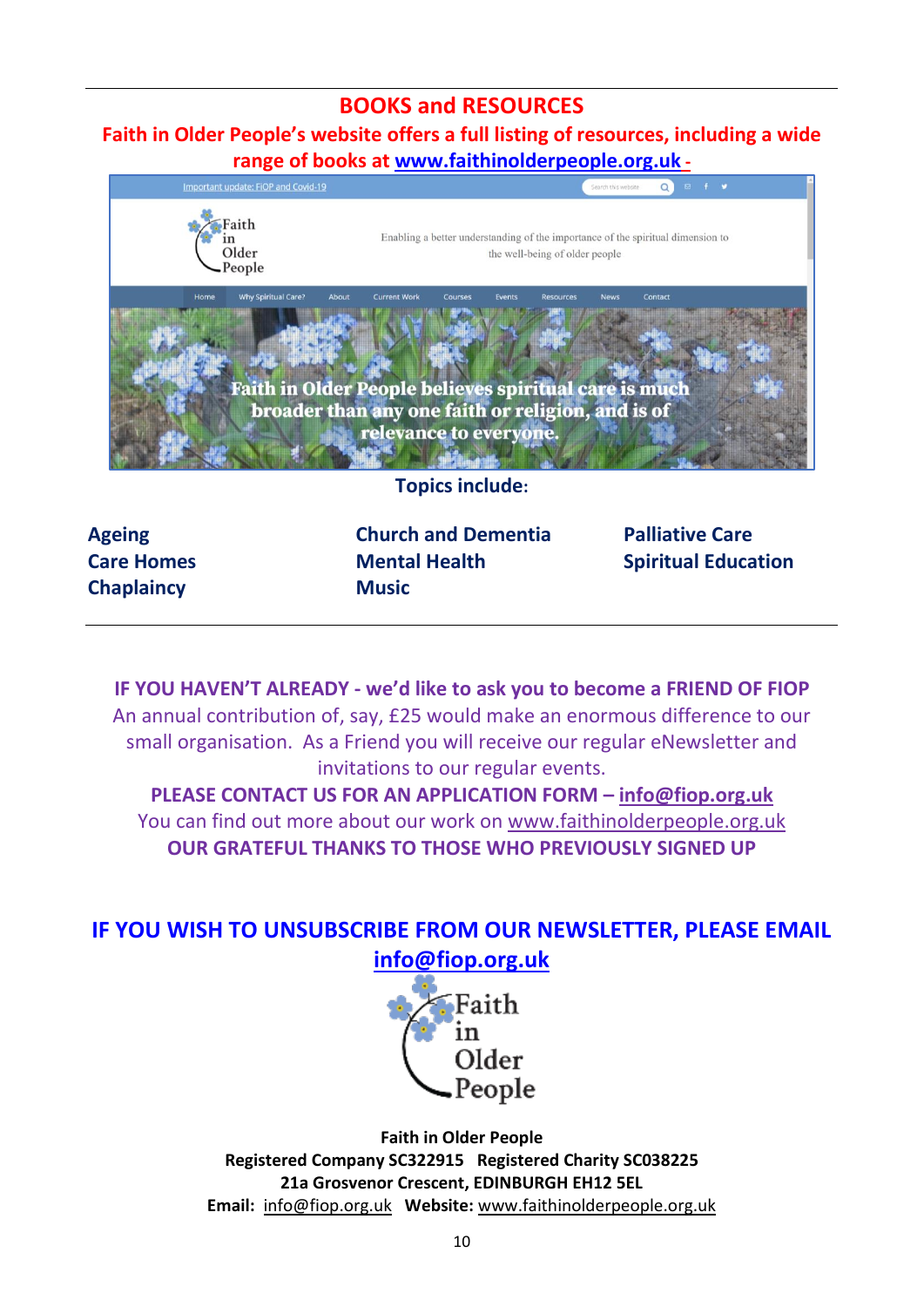## BOOKS and RESOURCES

**Faith in Older People's website offers a full listing of resources, including a wide range of books at www.faithinolderpeople.org.uk -**

**Topics include:**

**Ageing**
**Care Homes**
**Chaplaincy**
**Church and Dementia**
**Mental Health**
**Music**
**Palliative Care**
**Spiritual Education**

---

**IF YOU HAVEN'T ALREADY - we'd like to ask you to become a FRIEND OF FIOP**
An annual contribution of, say, £25 would make an enormous difference to our small organisation. As a Friend you will receive our regular eNewsletter and invitations to our regular events.
**PLEASE CONTACT US FOR AN APPLICATION FORM – info@fiop.org.uk**
You can find out more about our work on www.faithinolderpeople.org.uk
**OUR GRATEFUL THANKS TO THOSE WHO PREVIOUSLY SIGNED UP**

**IF YOU WISH TO UNSUBSCRIBE FROM OUR NEWSLETTER, PLEASE EMAIL info@fiop.org.uk**

**Faith in Older People**
**Registered Company SC322915 Registered Charity SC038225**
**21a Grosvenor Crescent, EDINBURGH EH12 5EL**
**Email:** info@fiop.org.uk **Website:** www.faithinolderpeople.org.uk